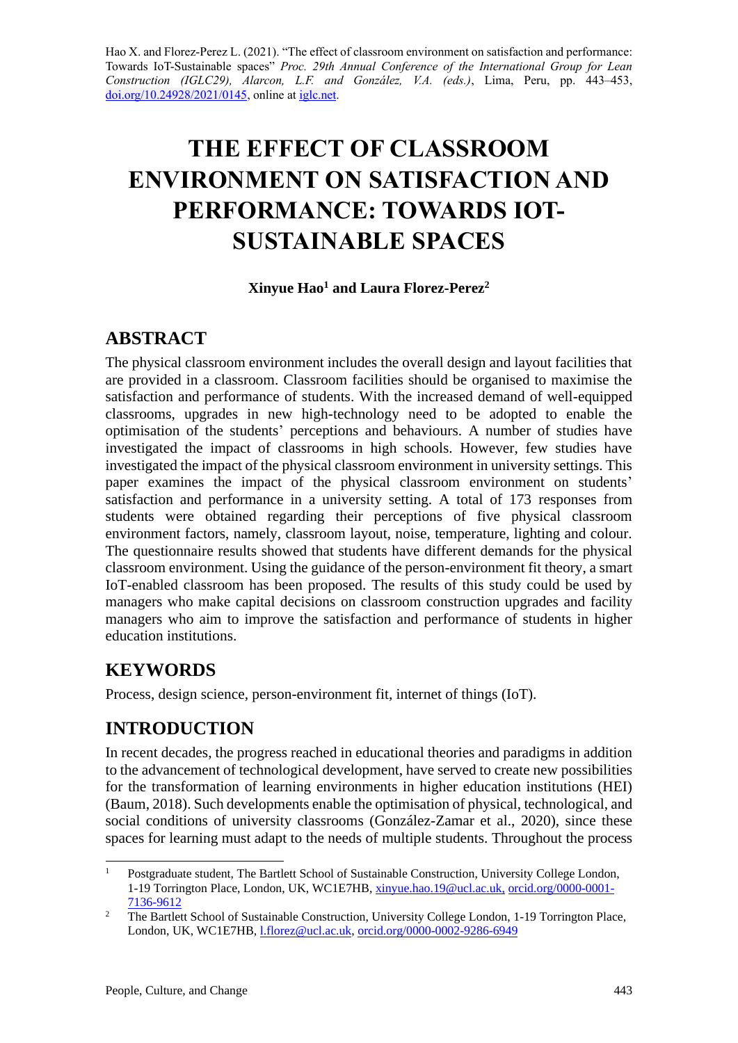Hao X. and Florez-Perez L. (2021). "The effect of classroom environment on satisfaction and performance: Towards IoT-Sustainable spaces" *Proc. 29th Annual Conference of the International Group for Lean Construction (IGLC29), Alarcon, L.F. and González, V.A. (eds.)*, Lima, Peru, pp. 443–453, doi.org/10.24928/2021/0145, online at iglc.net.

# THE EFFECT OF CLASSROOM ENVIRONMENT ON SATISFACTION AND PERFORMANCE: TOWARDS IOT-SUSTAINABLE SPACES

**Xinyue Hao[1] and Laura Florez-Perez[2]**

## ABSTRACT

The physical classroom environment includes the overall design and layout facilities that are provided in a classroom. Classroom facilities should be organised to maximise the satisfaction and performance of students. With the increased demand of well-equipped classrooms, upgrades in new high-technology need to be adopted to enable the optimisation of the students' perceptions and behaviours. A number of studies have investigated the impact of classrooms in high schools. However, few studies have investigated the impact of the physical classroom environment in university settings. This paper examines the impact of the physical classroom environment on students' satisfaction and performance in a university setting. A total of 173 responses from students were obtained regarding their perceptions of five physical classroom environment factors, namely, classroom layout, noise, temperature, lighting and colour. The questionnaire results showed that students have different demands for the physical classroom environment. Using the guidance of the person-environment fit theory, a smart IoT-enabled classroom has been proposed. The results of this study could be used by managers who make capital decisions on classroom construction upgrades and facility managers who aim to improve the satisfaction and performance of students in higher education institutions.

## KEYWORDS

Process, design science, person-environment fit, internet of things (IoT).

## INTRODUCTION

In recent decades, the progress reached in educational theories and paradigms in addition to the advancement of technological development, have served to create new possibilities for the transformation of learning environments in higher education institutions (HEI) (Baum, 2018). Such developments enable the optimisation of physical, technological, and social conditions of university classrooms (González-Zamar et al., 2020), since these spaces for learning must adapt to the needs of multiple students. Throughout the process

---

[1] Postgraduate student, The Bartlett School of Sustainable Construction, University College London, 1-19 Torrington Place, London, UK, WC1E7HB, xinyue.hao.19@ucl.ac.uk, orcid.org/0000-0001-7136-9612

[2] The Bartlett School of Sustainable Construction, University College London, 1-19 Torrington Place, London, UK, WC1E7HB, l.florez@ucl.ac.uk, orcid.org/0000-0002-9286-6949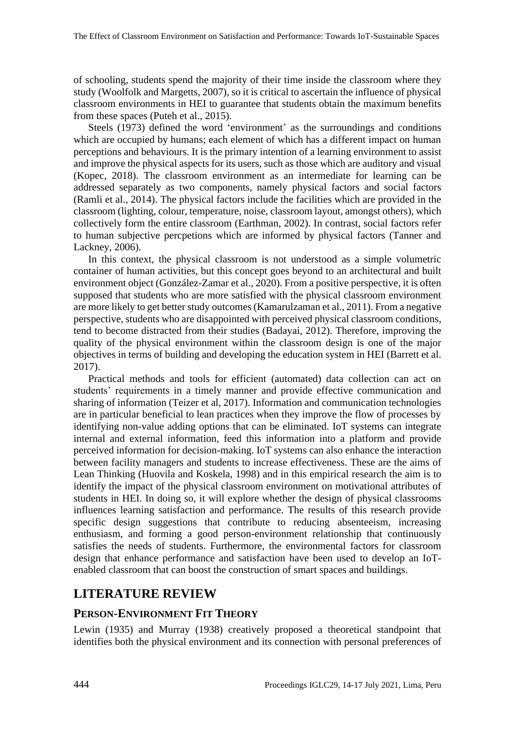of schooling, students spend the majority of their time inside the classroom where they study (Woolfolk and Margetts, 2007), so it is critical to ascertain the influence of physical classroom environments in HEI to guarantee that students obtain the maximum benefits from these spaces (Puteh et al., 2015).

Steels (1973) defined the word 'environment' as the surroundings and conditions which are occupied by humans; each element of which has a different impact on human perceptions and behaviours. It is the primary intention of a learning environment to assist and improve the physical aspects for its users, such as those which are auditory and visual (Kopec, 2018). The classroom environment as an intermediate for learning can be addressed separately as two components, namely physical factors and social factors (Ramli et al., 2014). The physical factors include the facilities which are provided in the classroom (lighting, colour, temperature, noise, classroom layout, amongst others), which collectively form the entire classroom (Earthman, 2002). In contrast, social factors refer to human subjective percpetions which are informed by physical factors (Tanner and Lackney, 2006).

In this context, the physical classroom is not understood as a simple volumetric container of human activities, but this concept goes beyond to an architectural and built environment object (González-Zamar et al., 2020). From a positive perspective, it is often supposed that students who are more satisfied with the physical classroom environment are more likely to get better study outcomes (Kamarulzaman et al., 2011). From a negative perspective, students who are disappointed with perceived physical classroom conditions, tend to become distracted from their studies (Badayai, 2012). Therefore, improving the quality of the physical environment within the classroom design is one of the major objectives in terms of building and developing the education system in HEI (Barrett et al. 2017).

Practical methods and tools for efficient (automated) data collection can act on students' requirements in a timely manner and provide effective communication and sharing of information (Teizer et al, 2017). Information and communication technologies are in particular beneficial to lean practices when they improve the flow of processes by identifying non-value adding options that can be eliminated. IoT systems can integrate internal and external information, feed this information into a platform and provide perceived information for decision-making. IoT systems can also enhance the interaction between facility managers and students to increase effectiveness. These are the aims of Lean Thinking (Huovila and Koskela, 1998) and in this empirical research the aim is to identify the impact of the physical classroom environment on motivational attributes of students in HEI. In doing so, it will explore whether the design of physical classrooms influences learning satisfaction and performance. The results of this research provide specific design suggestions that contribute to reducing absenteeism, increasing enthusiasm, and forming a good person-environment relationship that continuously satisfies the needs of students. Furthermore, the environmental factors for classroom design that enhance performance and satisfaction have been used to develop an IoT-enabled classroom that can boost the construction of smart spaces and buildings.

# LITERATURE REVIEW

## PERSON-ENVIRONMENT FIT THEORY

Lewin (1935) and Murray (1938) creatively proposed a theoretical standpoint that identifies both the physical environment and its connection with personal preferences of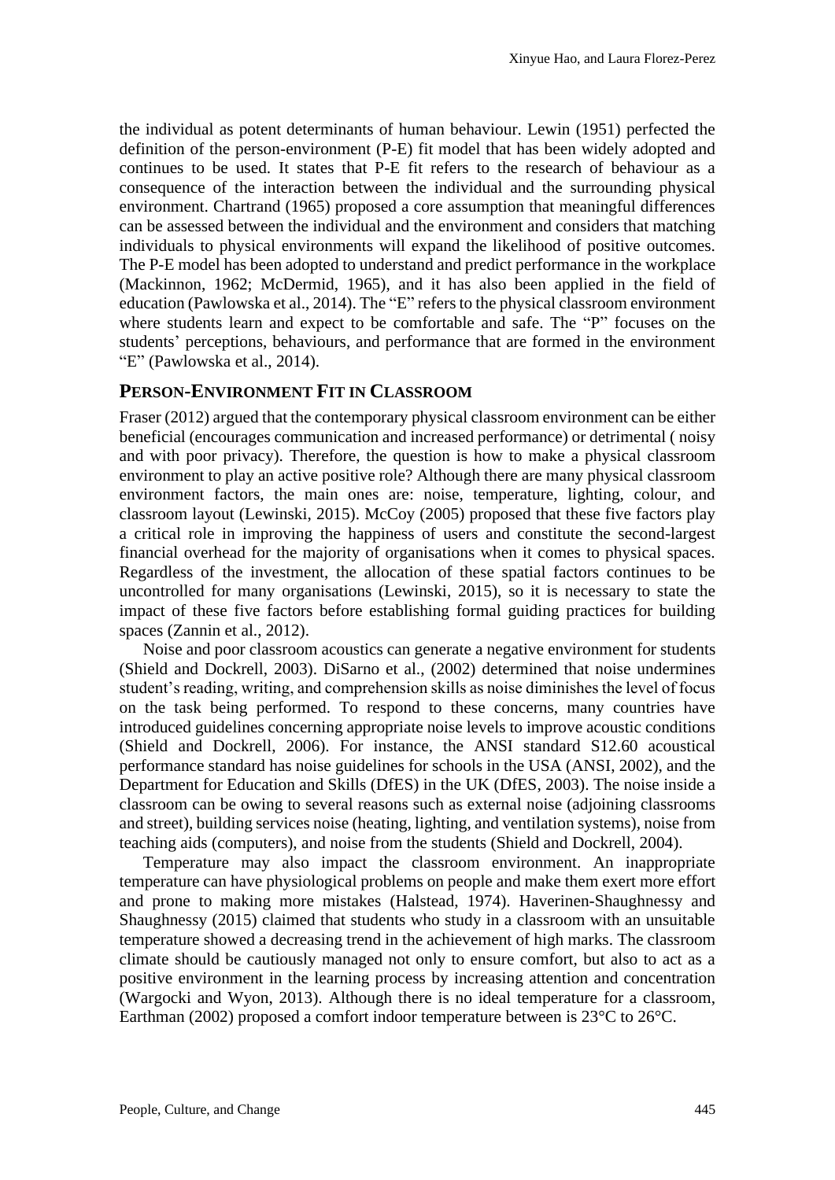the individual as potent determinants of human behaviour. Lewin (1951) perfected the definition of the person-environment (P-E) fit model that has been widely adopted and continues to be used. It states that P-E fit refers to the research of behaviour as a consequence of the interaction between the individual and the surrounding physical environment. Chartrand (1965) proposed a core assumption that meaningful differences can be assessed between the individual and the environment and considers that matching individuals to physical environments will expand the likelihood of positive outcomes. The P-E model has been adopted to understand and predict performance in the workplace (Mackinnon, 1962; McDermid, 1965), and it has also been applied in the field of education (Pawlowska et al., 2014). The "E" refers to the physical classroom environment where students learn and expect to be comfortable and safe. The "P" focuses on the students' perceptions, behaviours, and performance that are formed in the environment "E" (Pawlowska et al., 2014).

## PERSON-ENVIRONMENT FIT IN CLASSROOM

Fraser (2012) argued that the contemporary physical classroom environment can be either beneficial (encourages communication and increased performance) or detrimental ( noisy and with poor privacy). Therefore, the question is how to make a physical classroom environment to play an active positive role? Although there are many physical classroom environment factors, the main ones are: noise, temperature, lighting, colour, and classroom layout (Lewinski, 2015). McCoy (2005) proposed that these five factors play a critical role in improving the happiness of users and constitute the second-largest financial overhead for the majority of organisations when it comes to physical spaces. Regardless of the investment, the allocation of these spatial factors continues to be uncontrolled for many organisations (Lewinski, 2015), so it is necessary to state the impact of these five factors before establishing formal guiding practices for building spaces (Zannin et al., 2012).

Noise and poor classroom acoustics can generate a negative environment for students (Shield and Dockrell, 2003). DiSarno et al., (2002) determined that noise undermines student's reading, writing, and comprehension skills as noise diminishes the level of focus on the task being performed. To respond to these concerns, many countries have introduced guidelines concerning appropriate noise levels to improve acoustic conditions (Shield and Dockrell, 2006). For instance, the ANSI standard S12.60 acoustical performance standard has noise guidelines for schools in the USA (ANSI, 2002), and the Department for Education and Skills (DfES) in the UK (DfES, 2003). The noise inside a classroom can be owing to several reasons such as external noise (adjoining classrooms and street), building services noise (heating, lighting, and ventilation systems), noise from teaching aids (computers), and noise from the students (Shield and Dockrell, 2004).

Temperature may also impact the classroom environment. An inappropriate temperature can have physiological problems on people and make them exert more effort and prone to making more mistakes (Halstead, 1974). Haverinen-Shaughnessy and Shaughnessy (2015) claimed that students who study in a classroom with an unsuitable temperature showed a decreasing trend in the achievement of high marks. The classroom climate should be cautiously managed not only to ensure comfort, but also to act as a positive environment in the learning process by increasing attention and concentration (Wargocki and Wyon, 2013). Although there is no ideal temperature for a classroom, Earthman (2002) proposed a comfort indoor temperature between is 23°C to 26°C.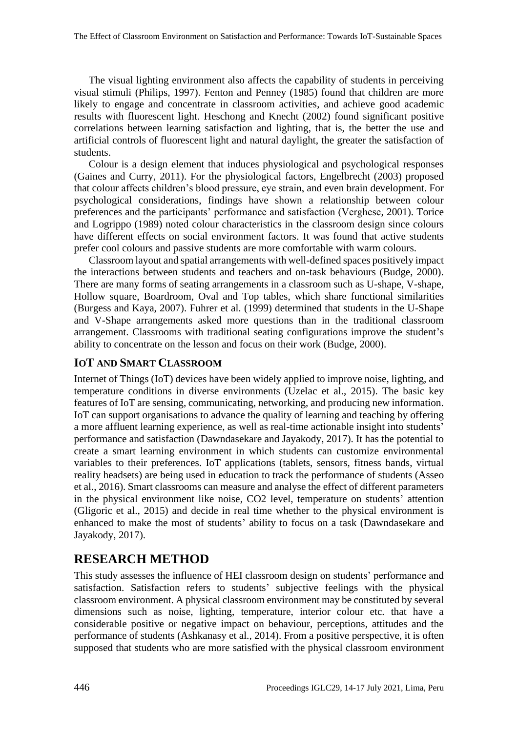The visual lighting environment also affects the capability of students in perceiving visual stimuli (Philips, 1997). Fenton and Penney (1985) found that children are more likely to engage and concentrate in classroom activities, and achieve good academic results with fluorescent light. Heschong and Knecht (2002) found significant positive correlations between learning satisfaction and lighting, that is, the better the use and artificial controls of fluorescent light and natural daylight, the greater the satisfaction of students.

Colour is a design element that induces physiological and psychological responses (Gaines and Curry, 2011). For the physiological factors, Engelbrecht (2003) proposed that colour affects children's blood pressure, eye strain, and even brain development. For psychological considerations, findings have shown a relationship between colour preferences and the participants' performance and satisfaction (Verghese, 2001). Torice and Logrippo (1989) noted colour characteristics in the classroom design since colours have different effects on social environment factors. It was found that active students prefer cool colours and passive students are more comfortable with warm colours.

Classroom layout and spatial arrangements with well-defined spaces positively impact the interactions between students and teachers and on-task behaviours (Budge, 2000). There are many forms of seating arrangements in a classroom such as U-shape, V-shape, Hollow square, Boardroom, Oval and Top tables, which share functional similarities (Burgess and Kaya, 2007). Fuhrer et al. (1999) determined that students in the U-Shape and V-Shape arrangements asked more questions than in the traditional classroom arrangement. Classrooms with traditional seating configurations improve the student's ability to concentrate on the lesson and focus on their work (Budge, 2000).

### IOT AND SMART CLASSROOM

Internet of Things (IoT) devices have been widely applied to improve noise, lighting, and temperature conditions in diverse environments (Uzelac et al., 2015). The basic key features of IoT are sensing, communicating, networking, and producing new information. IoT can support organisations to advance the quality of learning and teaching by offering a more affluent learning experience, as well as real-time actionable insight into students' performance and satisfaction (Dawndasekare and Jayakody, 2017). It has the potential to create a smart learning environment in which students can customize environmental variables to their preferences. IoT applications (tablets, sensors, fitness bands, virtual reality headsets) are being used in education to track the performance of students (Asseo et al., 2016). Smart classrooms can measure and analyse the effect of different parameters in the physical environment like noise, $CO_2$ level, temperature on students' attention (Gligoric et al., 2015) and decide in real time whether to the physical environment is enhanced to make the most of students' ability to focus on a task (Dawndasekare and Jayakody, 2017).

## RESEARCH METHOD

This study assesses the influence of HEI classroom design on students' performance and satisfaction. Satisfaction refers to students' subjective feelings with the physical classroom environment. A physical classroom environment may be constituted by several dimensions such as noise, lighting, temperature, interior colour etc. that have a considerable positive or negative impact on behaviour, perceptions, attitudes and the performance of students (Ashkanasy et al., 2014). From a positive perspective, it is often supposed that students who are more satisfied with the physical classroom environment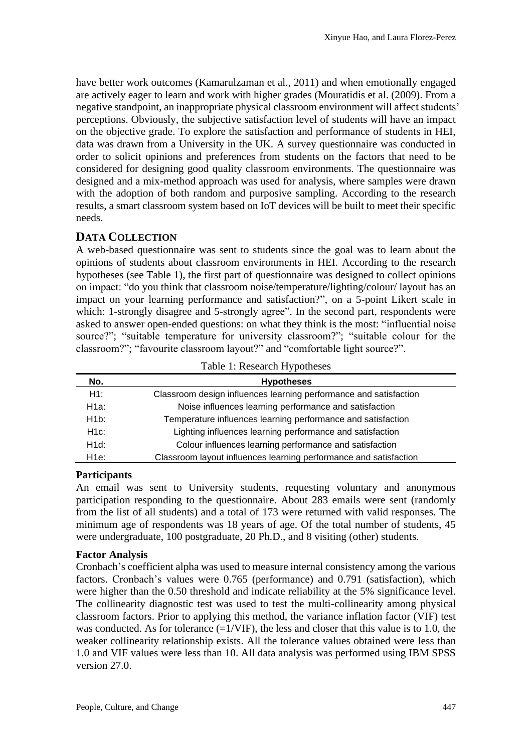have better work outcomes (Kamarulzaman et al., 2011) and when emotionally engaged are actively eager to learn and work with higher grades (Mouratidis et al. (2009). From a negative standpoint, an inappropriate physical classroom environment will affect students' perceptions. Obviously, the subjective satisfaction level of students will have an impact on the objective grade. To explore the satisfaction and performance of students in HEI, data was drawn from a University in the UK. A survey questionnaire was conducted in order to solicit opinions and preferences from students on the factors that need to be considered for designing good quality classroom environments. The questionnaire was designed and a mix-method approach was used for analysis, where samples were drawn with the adoption of both random and purposive sampling. According to the research results, a smart classroom system based on IoT devices will be built to meet their specific needs.

## DATA COLLECTION

A web-based questionnaire was sent to students since the goal was to learn about the opinions of students about classroom environments in HEI. According to the research hypotheses (see Table 1), the first part of questionnaire was designed to collect opinions on impact: "do you think that classroom noise/temperature/lighting/colour/ layout has an impact on your learning performance and satisfaction?", on a 5-point Likert scale in which: 1-strongly disagree and 5-strongly agree". In the second part, respondents were asked to answer open-ended questions: on what they think is the most: "influential noise source?"; "suitable temperature for university classroom?"; "suitable colour for the classroom?"; "favourite classroom layout?" and "comfortable light source?".

Table 1: Research Hypotheses

| No. | Hypotheses |
|---|---|
| H1: | Classroom design influences learning performance and satisfaction |
| H1a: | Noise influences learning performance and satisfaction |
| H1b: | Temperature influences learning performance and satisfaction |
| H1c: | Lighting influences learning performance and satisfaction |
| H1d: | Colour influences learning performance and satisfaction |
| H1e: | Classroom layout influences learning performance and satisfaction |

### Participants

An email was sent to University students, requesting voluntary and anonymous participation responding to the questionnaire. About 283 emails were sent (randomly from the list of all students) and a total of 173 were returned with valid responses. The minimum age of respondents was 18 years of age. Of the total number of students, 45 were undergraduate, 100 postgraduate, 20 Ph.D., and 8 visiting (other) students.

### Factor Analysis

Cronbach's coefficient alpha was used to measure internal consistency among the various factors. Cronbach's values were 0.765 (performance) and 0.791 (satisfaction), which were higher than the 0.50 threshold and indicate reliability at the 5% significance level. The collinearity diagnostic test was used to test the multi-collinearity among physical classroom factors. Prior to applying this method, the variance inflation factor (VIF) test was conducted. As for tolerance (=1/VIF), the less and closer that this value is to 1.0, the weaker collinearity relationship exists. All the tolerance values obtained were less than 1.0 and VIF values were less than 10. All data analysis was performed using IBM SPSS version 27.0.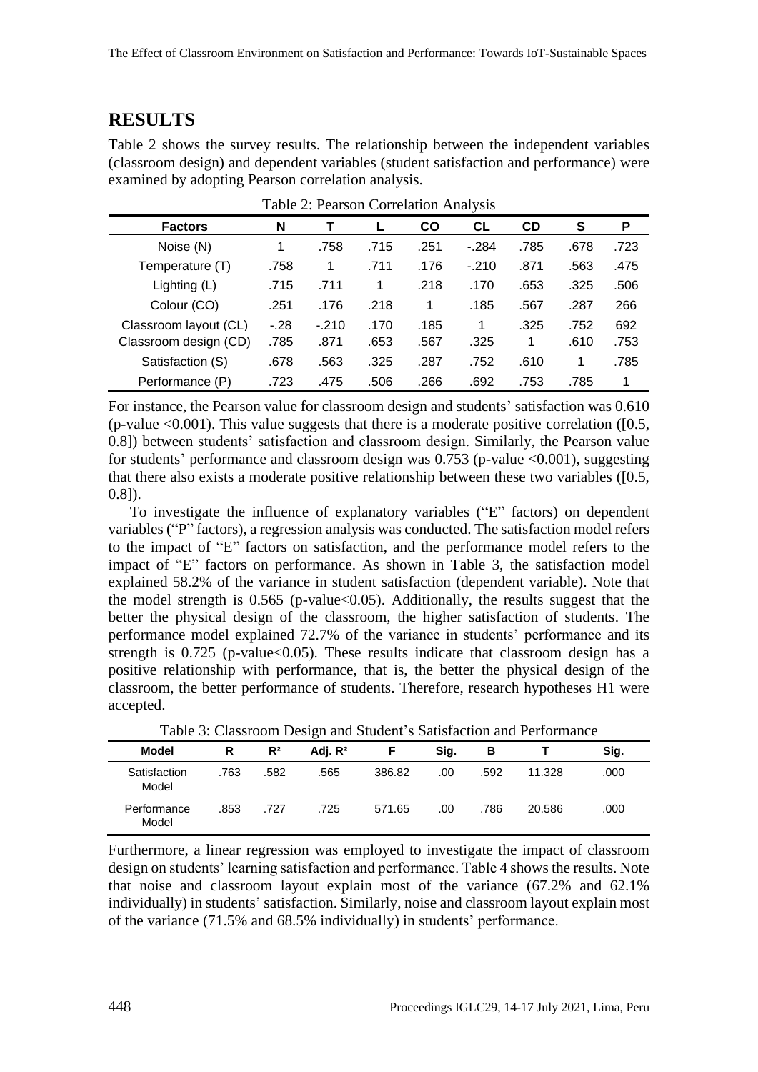## RESULTS

Table 2 shows the survey results. The relationship between the independent variables (classroom design) and dependent variables (student satisfaction and performance) were examined by adopting Pearson correlation analysis.

Table 2: Pearson Correlation Analysis

| Factors | N | T | L | CO | CL | CD | S | P |
|---|---|---|---|---|---|---|---|---|
| Noise (N) | 1 | .758 | .715 | .251 | -.284 | .785 | .678 | .723 |
| Temperature (T) | .758 | 1 | .711 | .176 | -.210 | .871 | .563 | .475 |
| Lighting (L) | .715 | .711 | 1 | .218 | .170 | .653 | .325 | .506 |
| Colour (CO) | .251 | .176 | .218 | 1 | .185 | .567 | .287 | 266 |
| Classroom layout (CL) | -.28 | -.210 | .170 | .185 | 1 | .325 | .752 | 692 |
| Classroom design (CD) | .785 | .871 | .653 | .567 | .325 | 1 | .610 | .753 |
| Satisfaction (S) | .678 | .563 | .325 | .287 | .752 | .610 | 1 | .785 |
| Performance (P) | .723 | .475 | .506 | .266 | .692 | .753 | .785 | 1 |

For instance, the Pearson value for classroom design and students' satisfaction was 0.610 (p-value <0.001). This value suggests that there is a moderate positive correlation ([0.5, 0.8]) between students' satisfaction and classroom design. Similarly, the Pearson value for students' performance and classroom design was 0.753 (p-value <0.001), suggesting that there also exists a moderate positive relationship between these two variables ([0.5, 0.8]).

To investigate the influence of explanatory variables ("E" factors) on dependent variables ("P" factors), a regression analysis was conducted. The satisfaction model refers to the impact of "E" factors on satisfaction, and the performance model refers to the impact of "E" factors on performance. As shown in Table 3, the satisfaction model explained 58.2% of the variance in student satisfaction (dependent variable). Note that the model strength is 0.565 (p-value<0.05). Additionally, the results suggest that the better the physical design of the classroom, the higher satisfaction of students. The performance model explained 72.7% of the variance in students' performance and its strength is 0.725 (p-value<0.05). These results indicate that classroom design has a positive relationship with performance, that is, the better the physical design of the classroom, the better performance of students. Therefore, research hypotheses H1 were accepted.

Table 3: Classroom Design and Student's Satisfaction and Performance

| Model | R | $R^2$ | Adj. $R^2$ | F | Sig. | B | T | Sig. |
|---|---|---|---|---|---|---|---|---|
| Satisfaction Model | .763 | .582 | .565 | 386.82 | .00 | .592 | 11.328 | .000 |
| Performance Model | .853 | .727 | .725 | 571.65 | .00 | .786 | 20.586 | .000 |

Furthermore, a linear regression was employed to investigate the impact of classroom design on students' learning satisfaction and performance. Table 4 shows the results. Note that noise and classroom layout explain most of the variance (67.2% and 62.1% individually) in students' satisfaction. Similarly, noise and classroom layout explain most of the variance (71.5% and 68.5% individually) in students' performance.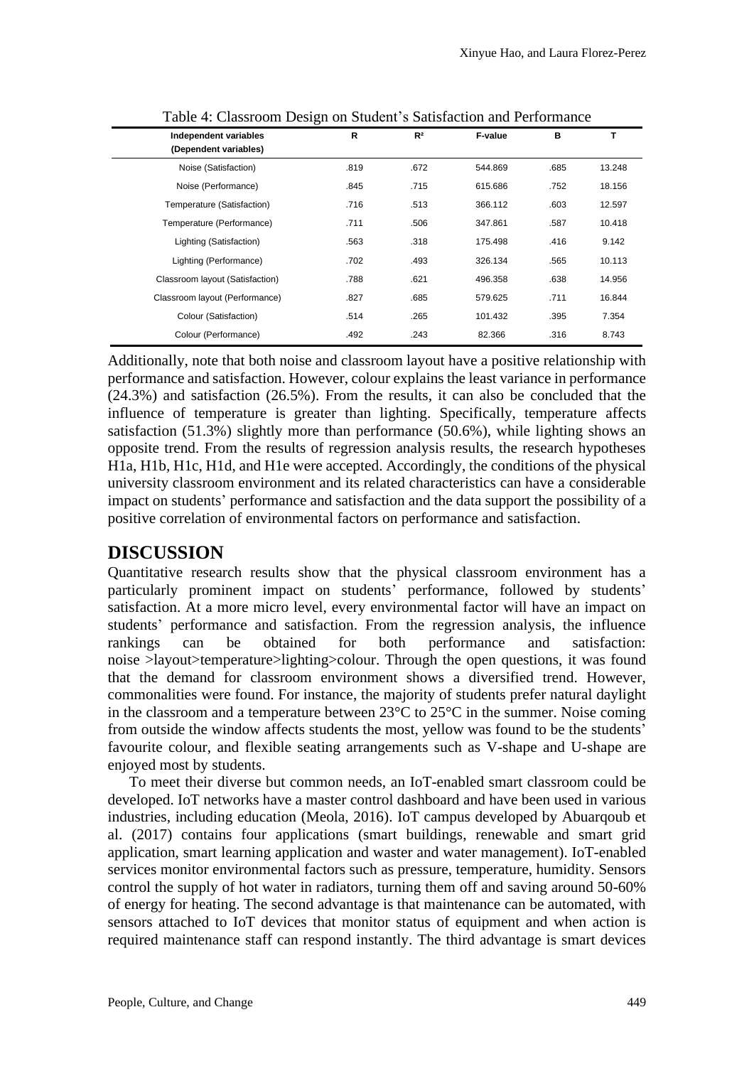Table 4: Classroom Design on Student's Satisfaction and Performance

| Independent variables (Dependent variables) | R | R² | F-value | B | T |
|---|---|---|---|---|---|
| Noise (Satisfaction) | .819 | .672 | 544.869 | .685 | 13.248 |
| Noise (Performance) | .845 | .715 | 615.686 | .752 | 18.156 |
| Temperature (Satisfaction) | .716 | .513 | 366.112 | .603 | 12.597 |
| Temperature (Performance) | .711 | .506 | 347.861 | .587 | 10.418 |
| Lighting (Satisfaction) | .563 | .318 | 175.498 | .416 | 9.142 |
| Lighting (Performance) | .702 | .493 | 326.134 | .565 | 10.113 |
| Classroom layout (Satisfaction) | .788 | .621 | 496.358 | .638 | 14.956 |
| Classroom layout (Performance) | .827 | .685 | 579.625 | .711 | 16.844 |
| Colour (Satisfaction) | .514 | .265 | 101.432 | .395 | 7.354 |
| Colour (Performance) | .492 | .243 | 82.366 | .316 | 8.743 |

Additionally, note that both noise and classroom layout have a positive relationship with performance and satisfaction. However, colour explains the least variance in performance (24.3%) and satisfaction (26.5%). From the results, it can also be concluded that the influence of temperature is greater than lighting. Specifically, temperature affects satisfaction (51.3%) slightly more than performance (50.6%), while lighting shows an opposite trend. From the results of regression analysis results, the research hypotheses H1a, H1b, H1c, H1d, and H1e were accepted. Accordingly, the conditions of the physical university classroom environment and its related characteristics can have a considerable impact on students' performance and satisfaction and the data support the possibility of a positive correlation of environmental factors on performance and satisfaction.

## DISCUSSION

Quantitative research results show that the physical classroom environment has a particularly prominent impact on students' performance, followed by students' satisfaction. At a more micro level, every environmental factor will have an impact on students' performance and satisfaction. From the regression analysis, the influence rankings can be obtained for both performance and satisfaction: noise >layout>temperature>lighting>colour. Through the open questions, it was found that the demand for classroom environment shows a diversified trend. However, commonalities were found. For instance, the majority of students prefer natural daylight in the classroom and a temperature between 23°C to 25°C in the summer. Noise coming from outside the window affects students the most, yellow was found to be the students' favourite colour, and flexible seating arrangements such as V-shape and U-shape are enjoyed most by students.

To meet their diverse but common needs, an IoT-enabled smart classroom could be developed. IoT networks have a master control dashboard and have been used in various industries, including education (Meola, 2016). IoT campus developed by Abuarqoub et al. (2017) contains four applications (smart buildings, renewable and smart grid application, smart learning application and waster and water management). IoT-enabled services monitor environmental factors such as pressure, temperature, humidity. Sensors control the supply of hot water in radiators, turning them off and saving around 50-60% of energy for heating. The second advantage is that maintenance can be automated, with sensors attached to IoT devices that monitor status of equipment and when action is required maintenance staff can respond instantly. The third advantage is smart devices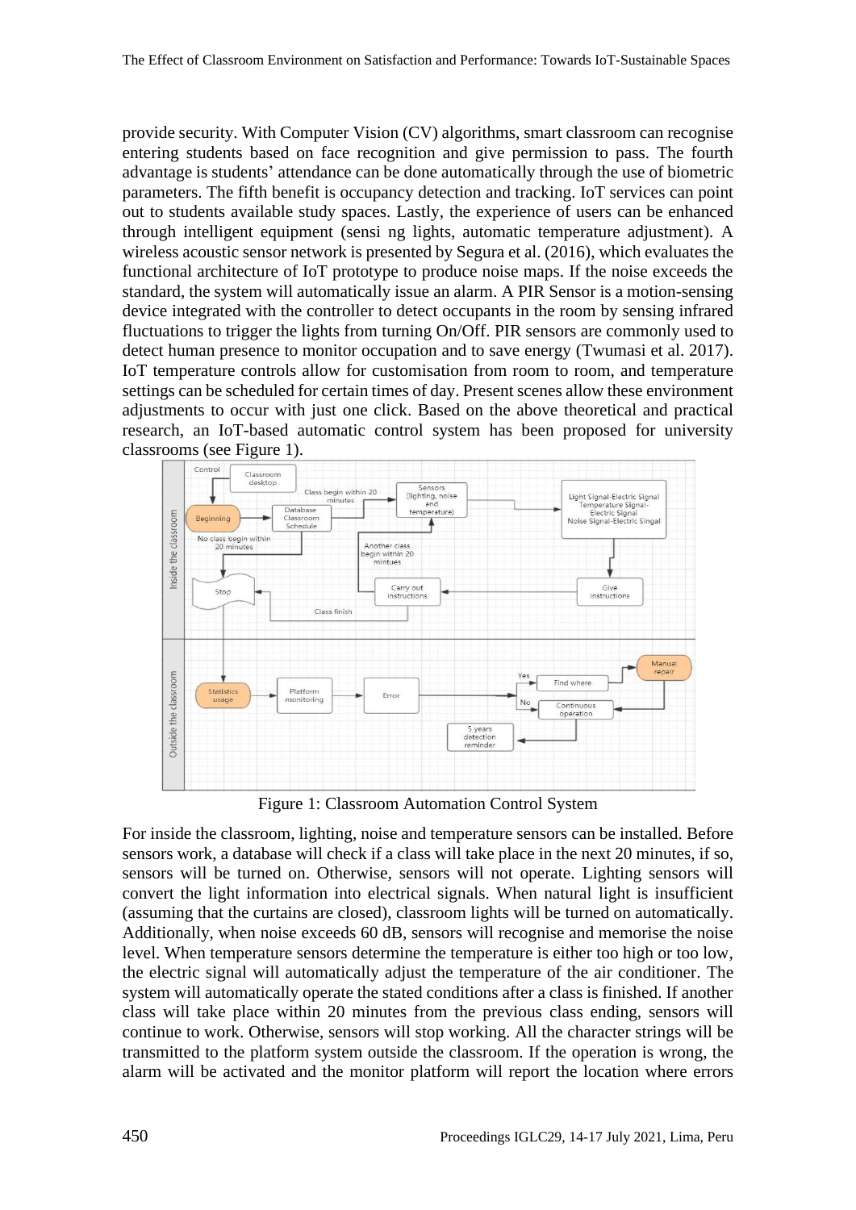provide security. With Computer Vision (CV) algorithms, smart classroom can recognise entering students based on face recognition and give permission to pass. The fourth advantage is students' attendance can be done automatically through the use of biometric parameters. The fifth benefit is occupancy detection and tracking. IoT services can point out to students available study spaces. Lastly, the experience of users can be enhanced through intelligent equipment (sensi ng lights, automatic temperature adjustment). A wireless acoustic sensor network is presented by Segura et al. (2016), which evaluates the functional architecture of IoT prototype to produce noise maps. If the noise exceeds the standard, the system will automatically issue an alarm. A PIR Sensor is a motion-sensing device integrated with the controller to detect occupants in the room by sensing infrared fluctuations to trigger the lights from turning On/Off. PIR sensors are commonly used to detect human presence to monitor occupation and to save energy (Twumasi et al. 2017). IoT temperature controls allow for customisation from room to room, and temperature settings can be scheduled for certain times of day. Present scenes allow these environment adjustments to occur with just one click. Based on the above theoretical and practical research, an IoT-based automatic control system has been proposed for university classrooms (see Figure 1).

Figure 1: Classroom Automation Control System

For inside the classroom, lighting, noise and temperature sensors can be installed. Before sensors work, a database will check if a class will take place in the next 20 minutes, if so, sensors will be turned on. Otherwise, sensors will not operate. Lighting sensors will convert the light information into electrical signals. When natural light is insufficient (assuming that the curtains are closed), classroom lights will be turned on automatically. Additionally, when noise exceeds 60 dB, sensors will recognise and memorise the noise level. When temperature sensors determine the temperature is either too high or too low, the electric signal will automatically adjust the temperature of the air conditioner. The system will automatically operate the stated conditions after a class is finished. If another class will take place within 20 minutes from the previous class ending, sensors will continue to work. Otherwise, sensors will stop working. All the character strings will be transmitted to the platform system outside the classroom. If the operation is wrong, the alarm will be activated and the monitor platform will report the location where errors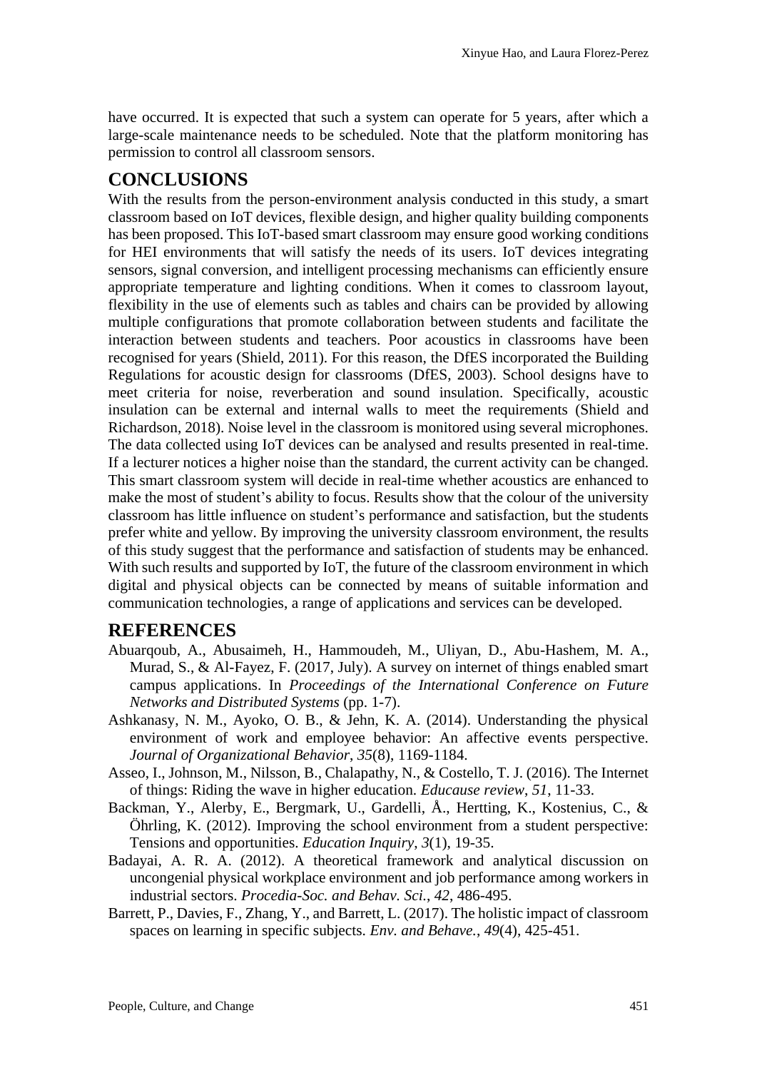have occurred. It is expected that such a system can operate for 5 years, after which a large-scale maintenance needs to be scheduled. Note that the platform monitoring has permission to control all classroom sensors.

## CONCLUSIONS

With the results from the person-environment analysis conducted in this study, a smart classroom based on IoT devices, flexible design, and higher quality building components has been proposed. This IoT-based smart classroom may ensure good working conditions for HEI environments that will satisfy the needs of its users. IoT devices integrating sensors, signal conversion, and intelligent processing mechanisms can efficiently ensure appropriate temperature and lighting conditions. When it comes to classroom layout, flexibility in the use of elements such as tables and chairs can be provided by allowing multiple configurations that promote collaboration between students and facilitate the interaction between students and teachers. Poor acoustics in classrooms have been recognised for years (Shield, 2011). For this reason, the DfES incorporated the Building Regulations for acoustic design for classrooms (DfES, 2003). School designs have to meet criteria for noise, reverberation and sound insulation. Specifically, acoustic insulation can be external and internal walls to meet the requirements (Shield and Richardson, 2018). Noise level in the classroom is monitored using several microphones. The data collected using IoT devices can be analysed and results presented in real-time. If a lecturer notices a higher noise than the standard, the current activity can be changed. This smart classroom system will decide in real-time whether acoustics are enhanced to make the most of student's ability to focus. Results show that the colour of the university classroom has little influence on student's performance and satisfaction, but the students prefer white and yellow. By improving the university classroom environment, the results of this study suggest that the performance and satisfaction of students may be enhanced. With such results and supported by IoT, the future of the classroom environment in which digital and physical objects can be connected by means of suitable information and communication technologies, a range of applications and services can be developed.

## REFERENCES

Abuarqoub, A., Abusaimeh, H., Hammoudeh, M., Uliyan, D., Abu-Hashem, M. A., Murad, S., & Al-Fayez, F. (2017, July). A survey on internet of things enabled smart campus applications. In *Proceedings of the International Conference on Future Networks and Distributed Systems* (pp. 1-7).

Ashkanasy, N. M., Ayoko, O. B., & Jehn, K. A. (2014). Understanding the physical environment of work and employee behavior: An affective events perspective. *Journal of Organizational Behavior*, *35*(8), 1169-1184.

Asseo, I., Johnson, M., Nilsson, B., Chalapathy, N., & Costello, T. J. (2016). The Internet of things: Riding the wave in higher education. *Educause review*, *51*, 11-33.

Backman, Y., Alerby, E., Bergmark, U., Gardelli, Å., Hertting, K., Kostenius, C., & Öhrling, K. (2012). Improving the school environment from a student perspective: Tensions and opportunities. *Education Inquiry*, *3*(1), 19-35.

Badayai, A. R. A. (2012). A theoretical framework and analytical discussion on uncongenial physical workplace environment and job performance among workers in industrial sectors. *Procedia-Soc. and Behav. Sci.*, *42*, 486-495.

Barrett, P., Davies, F., Zhang, Y., and Barrett, L. (2017). The holistic impact of classroom spaces on learning in specific subjects. *Env. and Behave.*, *49*(4), 425-451.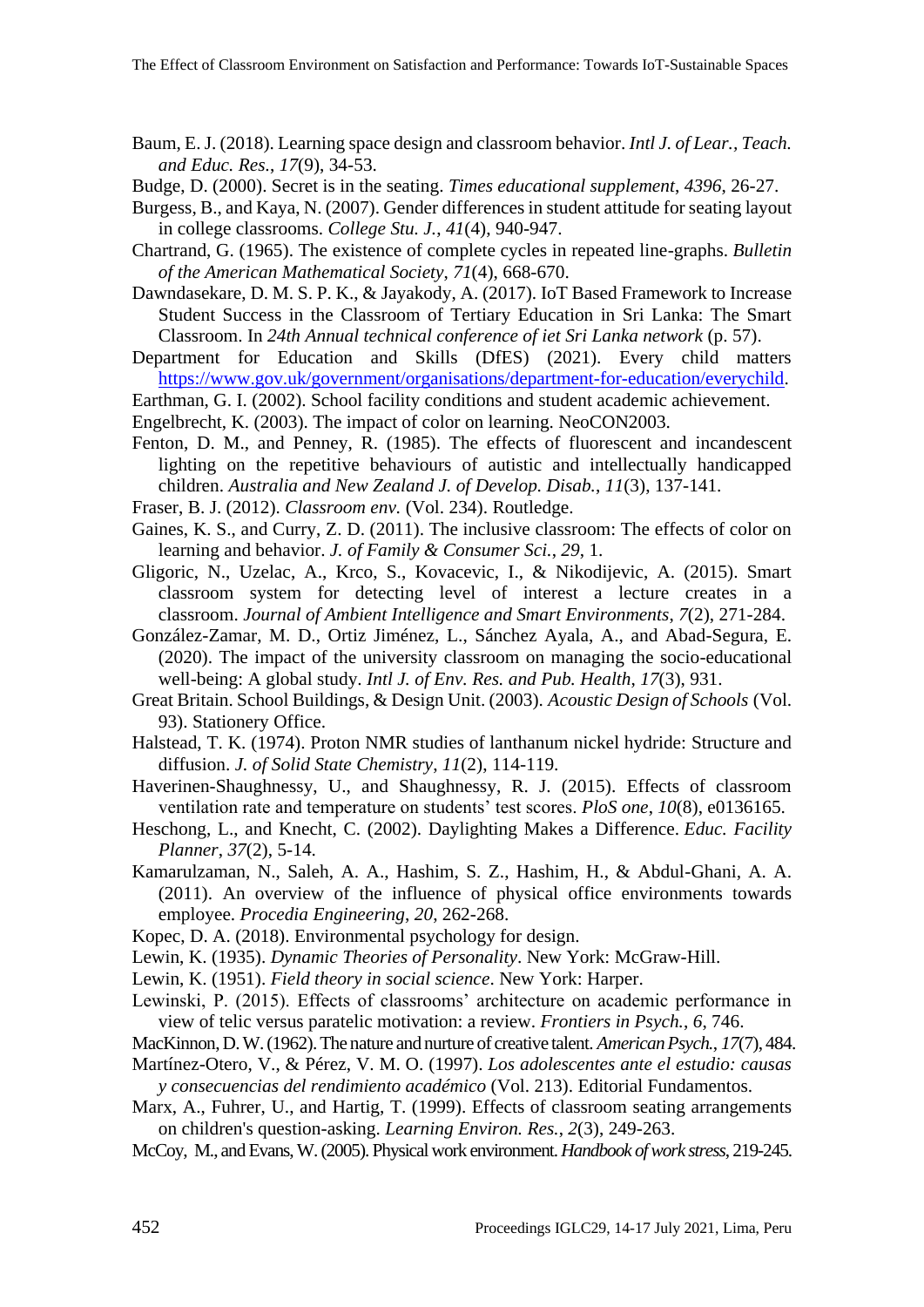Baum, E. J. (2018). Learning space design and classroom behavior. *Intl J. of Lear., Teach. and Educ. Res.*, *17*(9), 34-53.

Budge, D. (2000). Secret is in the seating. *Times educational supplement*, *4396*, 26-27.

Burgess, B., and Kaya, N. (2007). Gender differences in student attitude for seating layout in college classrooms. *College Stu. J.*, *41*(4), 940-947.

Chartrand, G. (1965). The existence of complete cycles in repeated line-graphs. *Bulletin of the American Mathematical Society*, *71*(4), 668-670.

Dawndasekare, D. M. S. P. K., & Jayakody, A. (2017). IoT Based Framework to Increase Student Success in the Classroom of Tertiary Education in Sri Lanka: The Smart Classroom. In *24th Annual technical conference of iet Sri Lanka network* (p. 57).

Department for Education and Skills (DfES) (2021). Every child matters https://www.gov.uk/government/organisations/department-for-education/everychild.

Earthman, G. I. (2002). School facility conditions and student academic achievement.

Engelbrecht, K. (2003). The impact of color on learning. NeoCON2003.

Fenton, D. M., and Penney, R. (1985). The effects of fluorescent and incandescent lighting on the repetitive behaviours of autistic and intellectually handicapped children. *Australia and New Zealand J. of Develop. Disab.*, *11*(3), 137-141.

Fraser, B. J. (2012). *Classroom env.* (Vol. 234). Routledge.

Gaines, K. S., and Curry, Z. D. (2011). The inclusive classroom: The effects of color on learning and behavior. *J. of Family & Consumer Sci.*, *29*, 1.

Gligoric, N., Uzelac, A., Krco, S., Kovacevic, I., & Nikodijevic, A. (2015). Smart classroom system for detecting level of interest a lecture creates in a classroom. *Journal of Ambient Intelligence and Smart Environments*, *7*(2), 271-284.

González-Zamar, M. D., Ortiz Jiménez, L., Sánchez Ayala, A., and Abad-Segura, E. (2020). The impact of the university classroom on managing the socio-educational well-being: A global study. *Intl J. of Env. Res. and Pub. Health*, *17*(3), 931.

Great Britain. School Buildings, & Design Unit. (2003). *Acoustic Design of Schools* (Vol. 93). Stationery Office.

Halstead, T. K. (1974). Proton NMR studies of lanthanum nickel hydride: Structure and diffusion. *J. of Solid State Chemistry*, *11*(2), 114-119.

Haverinen-Shaughnessy, U., and Shaughnessy, R. J. (2015). Effects of classroom ventilation rate and temperature on students' test scores. *PloS one*, *10*(8), e0136165.

Heschong, L., and Knecht, C. (2002). Daylighting Makes a Difference. *Educ. Facility Planner*, *37*(2), 5-14.

Kamarulzaman, N., Saleh, A. A., Hashim, S. Z., Hashim, H., & Abdul-Ghani, A. A. (2011). An overview of the influence of physical office environments towards employee. *Procedia Engineering*, *20*, 262-268.

Kopec, D. A. (2018). Environmental psychology for design.

Lewin, K. (1935). *Dynamic Theories of Personality*. New York: McGraw-Hill.

Lewin, K. (1951). *Field theory in social science*. New York: Harper.

Lewinski, P. (2015). Effects of classrooms' architecture on academic performance in view of telic versus paratelic motivation: a review. *Frontiers in Psych.*, *6*, 746.

MacKinnon, D. W. (1962). The nature and nurture of creative talent. *American Psych.*, *17*(7), 484.

Martínez-Otero, V., & Pérez, V. M. O. (1997). *Los adolescentes ante el estudio: causas y consecuencias del rendimiento académico* (Vol. 213). Editorial Fundamentos.

Marx, A., Fuhrer, U., and Hartig, T. (1999). Effects of classroom seating arrangements on children's question-asking. *Learning Environ. Res.*, *2*(3), 249-263.

McCoy, M., and Evans, W. (2005). Physical work environment. *Handbook of work stress*, 219-245.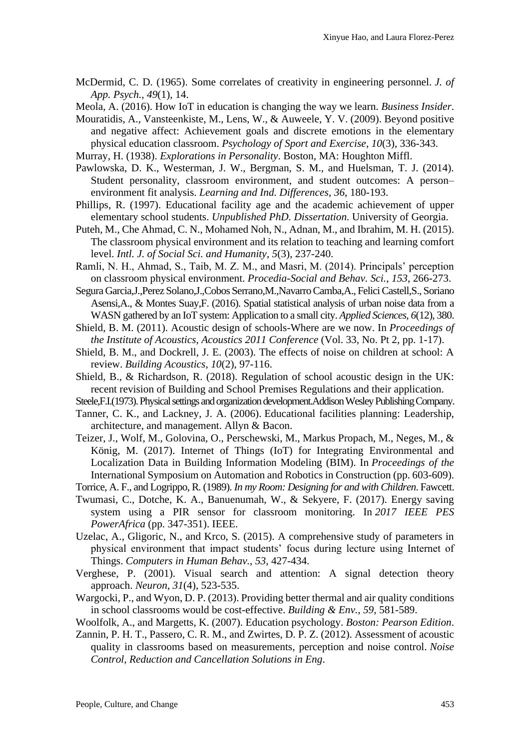McDermid, C. D. (1965). Some correlates of creativity in engineering personnel. *J. of App. Psych.*, *49*(1), 14.

Meola, A. (2016). How IoT in education is changing the way we learn. *Business Insider*.

Mouratidis, A., Vansteenkiste, M., Lens, W., & Auweele, Y. V. (2009). Beyond positive and negative affect: Achievement goals and discrete emotions in the elementary physical education classroom. *Psychology of Sport and Exercise*, *10*(3), 336-343.

Murray, H. (1938). *Explorations in Personality*. Boston, MA: Houghton Miffl.

Pawlowska, D. K., Westerman, J. W., Bergman, S. M., and Huelsman, T. J. (2014). Student personality, classroom environment, and student outcomes: A person–environment fit analysis. *Learning and Ind. Differences*, *36*, 180-193.

Phillips, R. (1997). Educational facility age and the academic achievement of upper elementary school students. *Unpublished PhD. Dissertation*. University of Georgia.

Puteh, M., Che Ahmad, C. N., Mohamed Noh, N., Adnan, M., and Ibrahim, M. H. (2015). The classroom physical environment and its relation to teaching and learning comfort level. *Intl. J. of Social Sci. and Humanity*, *5*(3), 237-240.

Ramli, N. H., Ahmad, S., Taib, M. Z. M., and Masri, M. (2014). Principals' perception on classroom physical environment. *Procedia-Social and Behav. Sci.*, *153*, 266-273.

Segura Garcia, J., Perez Solano, J., Cobos Serrano, M., Navarro Camba, A., Felici Castell, S., Soriano Asensi, A., & Montes Suay, F. (2016). Spatial statistical analysis of urban noise data from a WASN gathered by an IoT system: Application to a small city. *Applied Sciences*, *6*(12), 380.

Shield, B. M. (2011). Acoustic design of schools-Where are we now. In *Proceedings of the Institute of Acoustics, Acoustics 2011 Conference* (Vol. 33, No. Pt 2, pp. 1-17).

Shield, B. M., and Dockrell, J. E. (2003). The effects of noise on children at school: A review. *Building Acoustics*, *10*(2), 97-116.

Shield, B., & Richardson, R. (2018). Regulation of school acoustic design in the UK: recent revision of Building and School Premises Regulations and their application.

Steele, F.I. (1973). Physical settings and organization development. Addison Wesley Publishing Company.

Tanner, C. K., and Lackney, J. A. (2006). Educational facilities planning: Leadership, architecture, and management. Allyn & Bacon.

Teizer, J., Wolf, M., Golovina, O., Perschewski, M., Markus Propach, M., Neges, M., & König, M. (2017). Internet of Things (IoT) for Integrating Environmental and Localization Data in Building Information Modeling (BIM). In *Proceedings of the* International Symposium on Automation and Robotics in Construction (pp. 603-609).

Torrice, A. F., and Logrippo, R. (1989). *In my Room: Designing for and with Children*. Fawcett.

Twumasi, C., Dotche, K. A., Banuenumah, W., & Sekyere, F. (2017). Energy saving system using a PIR sensor for classroom monitoring. In *2017 IEEE PES PowerAfrica* (pp. 347-351). IEEE.

Uzelac, A., Gligoric, N., and Krco, S. (2015). A comprehensive study of parameters in physical environment that impact students' focus during lecture using Internet of Things. *Computers in Human Behav.*, *53*, 427-434.

Verghese, P. (2001). Visual search and attention: A signal detection theory approach. *Neuron*, *31*(4), 523-535.

Wargocki, P., and Wyon, D. P. (2013). Providing better thermal and air quality conditions in school classrooms would be cost-effective. *Building & Env.*, *59*, 581-589.

Woolfolk, A., and Margetts, K. (2007). Education psychology. *Boston: Pearson Edition*.

Zannin, P. H. T., Passero, C. R. M., and Zwirtes, D. P. Z. (2012). Assessment of acoustic quality in classrooms based on measurements, perception and noise control. *Noise Control, Reduction and Cancellation Solutions in Eng*.